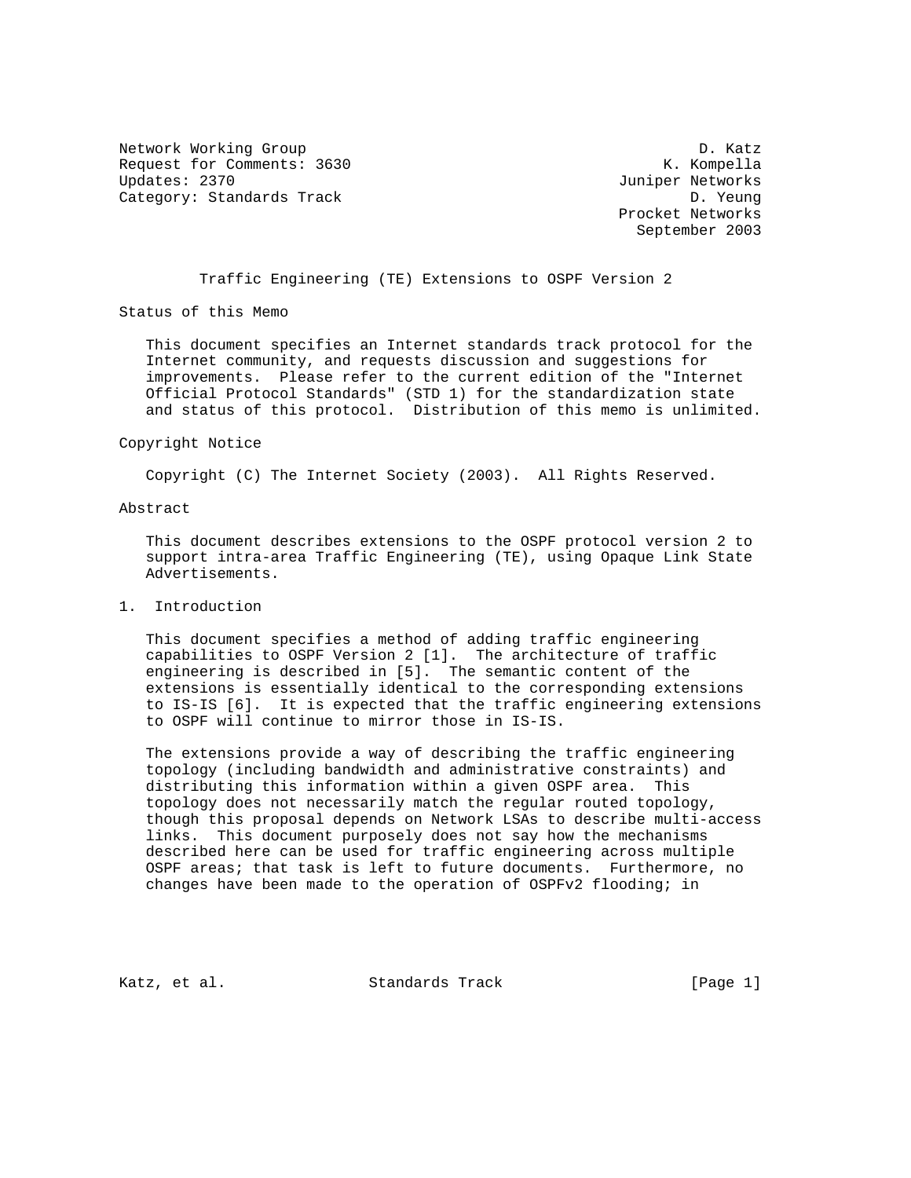Network Working Group D. Katz
Request for Comments: 3630 K. Kompella
Updates: 2370 Juniper Networks
Category: Standards Track D. Yeung
Procket Networks
September 2003

# Traffic Engineering (TE) Extensions to OSPF Version 2

## Status of this Memo

This document specifies an Internet standards track protocol for the Internet community, and requests discussion and suggestions for improvements. Please refer to the current edition of the "Internet Official Protocol Standards" (STD 1) for the standardization state and status of this protocol. Distribution of this memo is unlimited.

## Copyright Notice

Copyright (C) The Internet Society (2003). All Rights Reserved.

## Abstract

This document describes extensions to the OSPF protocol version 2 to support intra-area Traffic Engineering (TE), using Opaque Link State Advertisements.

## 1. Introduction

This document specifies a method of adding traffic engineering capabilities to OSPF Version 2 [1]. The architecture of traffic engineering is described in [5]. The semantic content of the extensions is essentially identical to the corresponding extensions to IS-IS [6]. It is expected that the traffic engineering extensions to OSPF will continue to mirror those in IS-IS.

The extensions provide a way of describing the traffic engineering topology (including bandwidth and administrative constraints) and distributing this information within a given OSPF area. This topology does not necessarily match the regular routed topology, though this proposal depends on Network LSAs to describe multi-access links. This document purposely does not say how the mechanisms described here can be used for traffic engineering across multiple OSPF areas; that task is left to future documents. Furthermore, no changes have been made to the operation of OSPFv2 flooding; in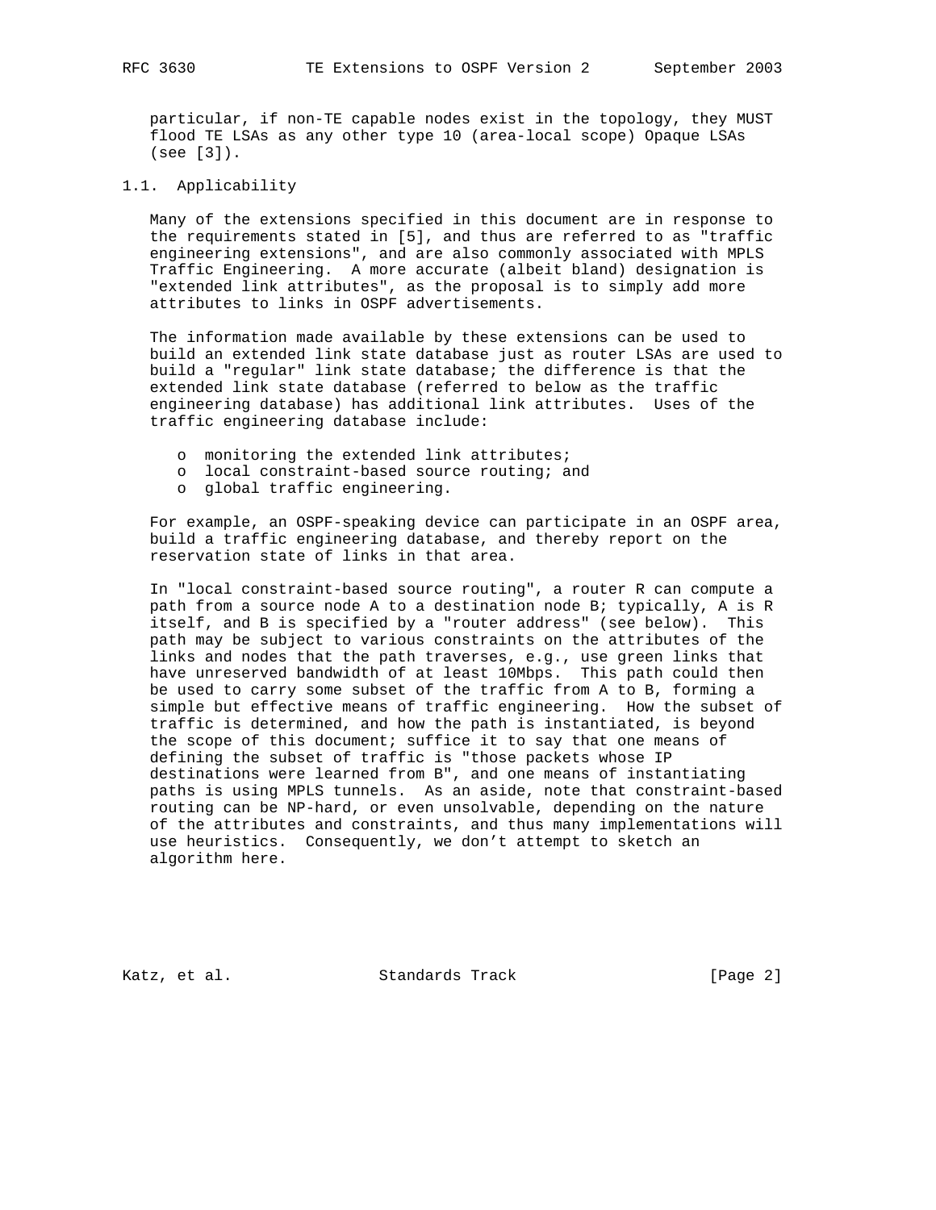particular, if non-TE capable nodes exist in the topology, they MUST flood TE LSAs as any other type 10 (area-local scope) Opaque LSAs (see [3]).

### 1.1. Applicability

Many of the extensions specified in this document are in response to the requirements stated in [5], and thus are referred to as "traffic engineering extensions", and are also commonly associated with MPLS Traffic Engineering. A more accurate (albeit bland) designation is "extended link attributes", as the proposal is to simply add more attributes to links in OSPF advertisements.

The information made available by these extensions can be used to build an extended link state database just as router LSAs are used to build a "regular" link state database; the difference is that the extended link state database (referred to below as the traffic engineering database) has additional link attributes. Uses of the traffic engineering database include:

- monitoring the extended link attributes;
- local constraint-based source routing; and
- global traffic engineering.

For example, an OSPF-speaking device can participate in an OSPF area, build a traffic engineering database, and thereby report on the reservation state of links in that area.

In "local constraint-based source routing", a router R can compute a path from a source node A to a destination node B; typically, A is R itself, and B is specified by a "router address" (see below). This path may be subject to various constraints on the attributes of the links and nodes that the path traverses, e.g., use green links that have unreserved bandwidth of at least 10Mbps. This path could then be used to carry some subset of the traffic from A to B, forming a simple but effective means of traffic engineering. How the subset of traffic is determined, and how the path is instantiated, is beyond the scope of this document; suffice it to say that one means of defining the subset of traffic is "those packets whose IP destinations were learned from B", and one means of instantiating paths is using MPLS tunnels. As an aside, note that constraint-based routing can be NP-hard, or even unsolvable, depending on the nature of the attributes and constraints, and thus many implementations will use heuristics. Consequently, we don't attempt to sketch an algorithm here.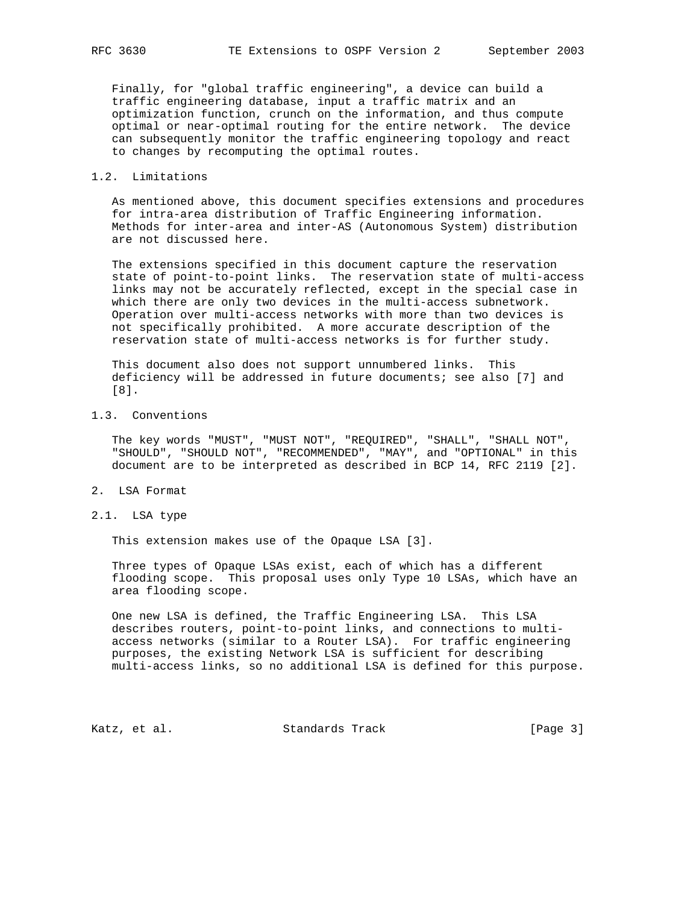Finally, for "global traffic engineering", a device can build a traffic engineering database, input a traffic matrix and an optimization function, crunch on the information, and thus compute optimal or near-optimal routing for the entire network. The device can subsequently monitor the traffic engineering topology and react to changes by recomputing the optimal routes.

### 1.2. Limitations

As mentioned above, this document specifies extensions and procedures for intra-area distribution of Traffic Engineering information. Methods for inter-area and inter-AS (Autonomous System) distribution are not discussed here.

The extensions specified in this document capture the reservation state of point-to-point links. The reservation state of multi-access links may not be accurately reflected, except in the special case in which there are only two devices in the multi-access subnetwork. Operation over multi-access networks with more than two devices is not specifically prohibited. A more accurate description of the reservation state of multi-access networks is for further study.

This document also does not support unnumbered links. This deficiency will be addressed in future documents; see also [7] and [8].

### 1.3. Conventions

The key words "MUST", "MUST NOT", "REQUIRED", "SHALL", "SHALL NOT", "SHOULD", "SHOULD NOT", "RECOMMENDED", "MAY", and "OPTIONAL" in this document are to be interpreted as described in BCP 14, RFC 2119 [2].

## 2. LSA Format

### 2.1. LSA type

This extension makes use of the Opaque LSA [3].

Three types of Opaque LSAs exist, each of which has a different flooding scope. This proposal uses only Type 10 LSAs, which have an area flooding scope.

One new LSA is defined, the Traffic Engineering LSA. This LSA describes routers, point-to-point links, and connections to multi-access networks (similar to a Router LSA). For traffic engineering purposes, the existing Network LSA is sufficient for describing multi-access links, so no additional LSA is defined for this purpose.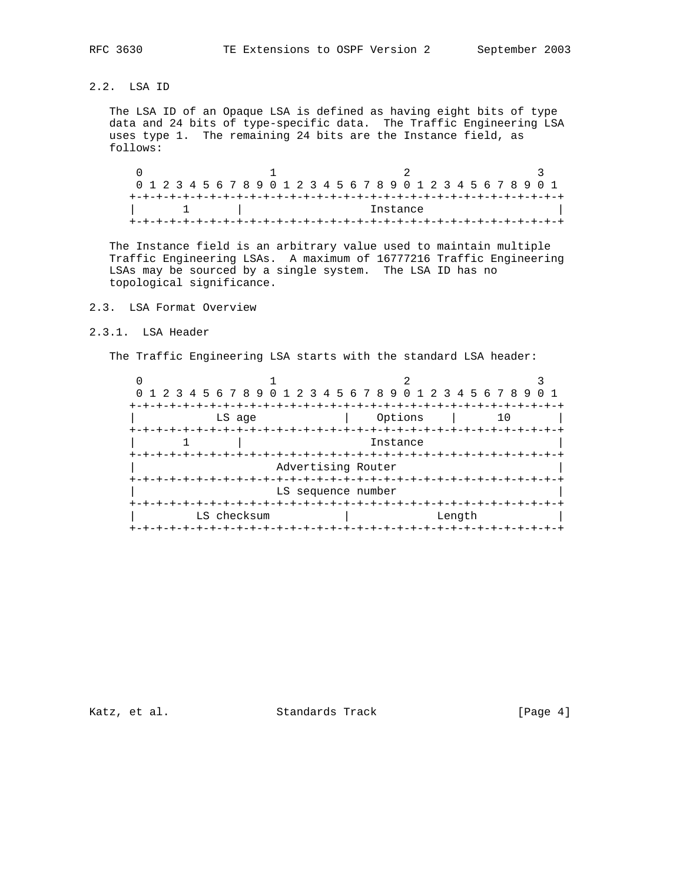## 2.2. LSA ID

The LSA ID of an Opaque LSA is defined as having eight bits of type data and 24 bits of type-specific data. The Traffic Engineering LSA uses type 1. The remaining 24 bits are the Instance field, as follows:

```
 0                   1                   2                   3
 0 1 2 3 4 5 6 7 8 9 0 1 2 3 4 5 6 7 8 9 0 1 2 3 4 5 6 7 8 9 0 1
+-+-+-+-+-+-+-+-+-+-+-+-+-+-+-+-+-+-+-+-+-+-+-+-+-+-+-+-+-+-+-+-+
|       1       |                   Instance                    |
+-+-+-+-+-+-+-+-+-+-+-+-+-+-+-+-+-+-+-+-+-+-+-+-+-+-+-+-+-+-+-+-+
```

The Instance field is an arbitrary value used to maintain multiple Traffic Engineering LSAs. A maximum of 16777216 Traffic Engineering LSAs may be sourced by a single system. The LSA ID has no topological significance.

## 2.3. LSA Format Overview

### 2.3.1. LSA Header

The Traffic Engineering LSA starts with the standard LSA header:

```
 0                   1                   2                   3
 0 1 2 3 4 5 6 7 8 9 0 1 2 3 4 5 6 7 8 9 0 1 2 3 4 5 6 7 8 9 0 1
+-+-+-+-+-+-+-+-+-+-+-+-+-+-+-+-+-+-+-+-+-+-+-+-+-+-+-+-+-+-+-+-+
|            LS age             |    Options    |      10       |
+-+-+-+-+-+-+-+-+-+-+-+-+-+-+-+-+-+-+-+-+-+-+-+-+-+-+-+-+-+-+-+-+
|       1       |                   Instance                    |
+-+-+-+-+-+-+-+-+-+-+-+-+-+-+-+-+-+-+-+-+-+-+-+-+-+-+-+-+-+-+-+-+
|                     Advertising Router                        |
+-+-+-+-+-+-+-+-+-+-+-+-+-+-+-+-+-+-+-+-+-+-+-+-+-+-+-+-+-+-+-+-+
|                     LS sequence number                        |
+-+-+-+-+-+-+-+-+-+-+-+-+-+-+-+-+-+-+-+-+-+-+-+-+-+-+-+-+-+-+-+-+
|         LS checksum           |             Length            |
+-+-+-+-+-+-+-+-+-+-+-+-+-+-+-+-+-+-+-+-+-+-+-+-+-+-+-+-+-+-+-+-+
```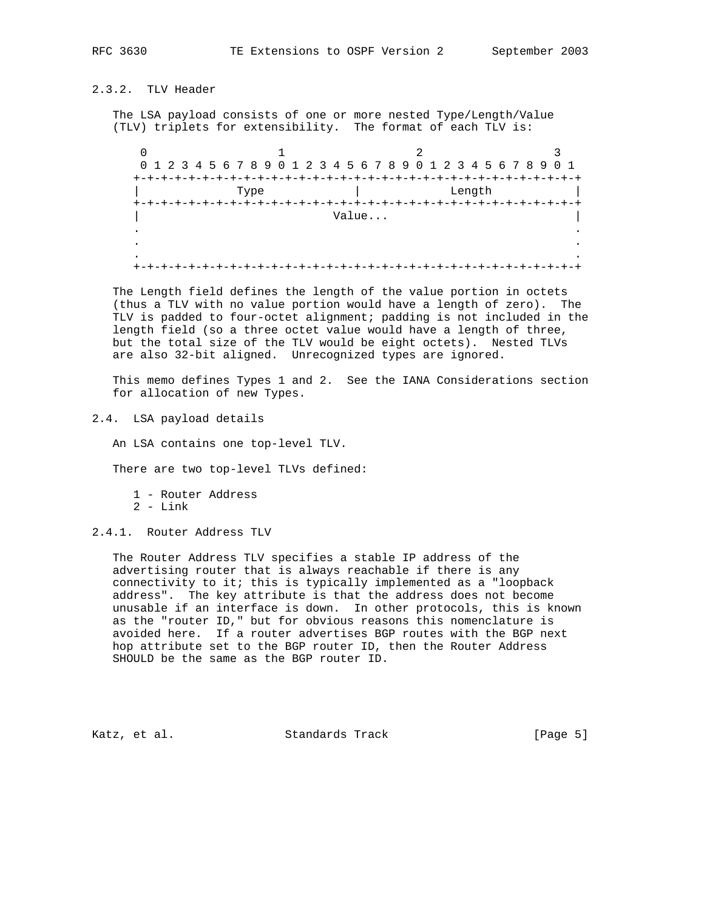### 2.3.2. TLV Header

The LSA payload consists of one or more nested Type/Length/Value (TLV) triplets for extensibility. The format of each TLV is:

```
 0                   1                   2                   3
 0 1 2 3 4 5 6 7 8 9 0 1 2 3 4 5 6 7 8 9 0 1 2 3 4 5 6 7 8 9 0 1
+-+-+-+-+-+-+-+-+-+-+-+-+-+-+-+-+-+-+-+-+-+-+-+-+-+-+-+-+-+-+-+-+
|              Type             |             Length            |
+-+-+-+-+-+-+-+-+-+-+-+-+-+-+-+-+-+-+-+-+-+-+-+-+-+-+-+-+-+-+-+-+
|                            Value...                           |
.                                                               .
.                                                               .
.                                                               .
+-+-+-+-+-+-+-+-+-+-+-+-+-+-+-+-+-+-+-+-+-+-+-+-+-+-+-+-+-+-+-+-+
```

The Length field defines the length of the value portion in octets (thus a TLV with no value portion would have a length of zero). The TLV is padded to four-octet alignment; padding is not included in the length field (so a three octet value would have a length of three, but the total size of the TLV would be eight octets). Nested TLVs are also 32-bit aligned. Unrecognized types are ignored.

This memo defines Types 1 and 2. See the IANA Considerations section for allocation of new Types.

## 2.4. LSA payload details

An LSA contains one top-level TLV.

There are two top-level TLVs defined:

1 - Router Address
2 - Link

### 2.4.1. Router Address TLV

The Router Address TLV specifies a stable IP address of the advertising router that is always reachable if there is any connectivity to it; this is typically implemented as a "loopback address". The key attribute is that the address does not become unusable if an interface is down. In other protocols, this is known as the "router ID," but for obvious reasons this nomenclature is avoided here. If a router advertises BGP routes with the BGP next hop attribute set to the BGP router ID, then the Router Address SHOULD be the same as the BGP router ID.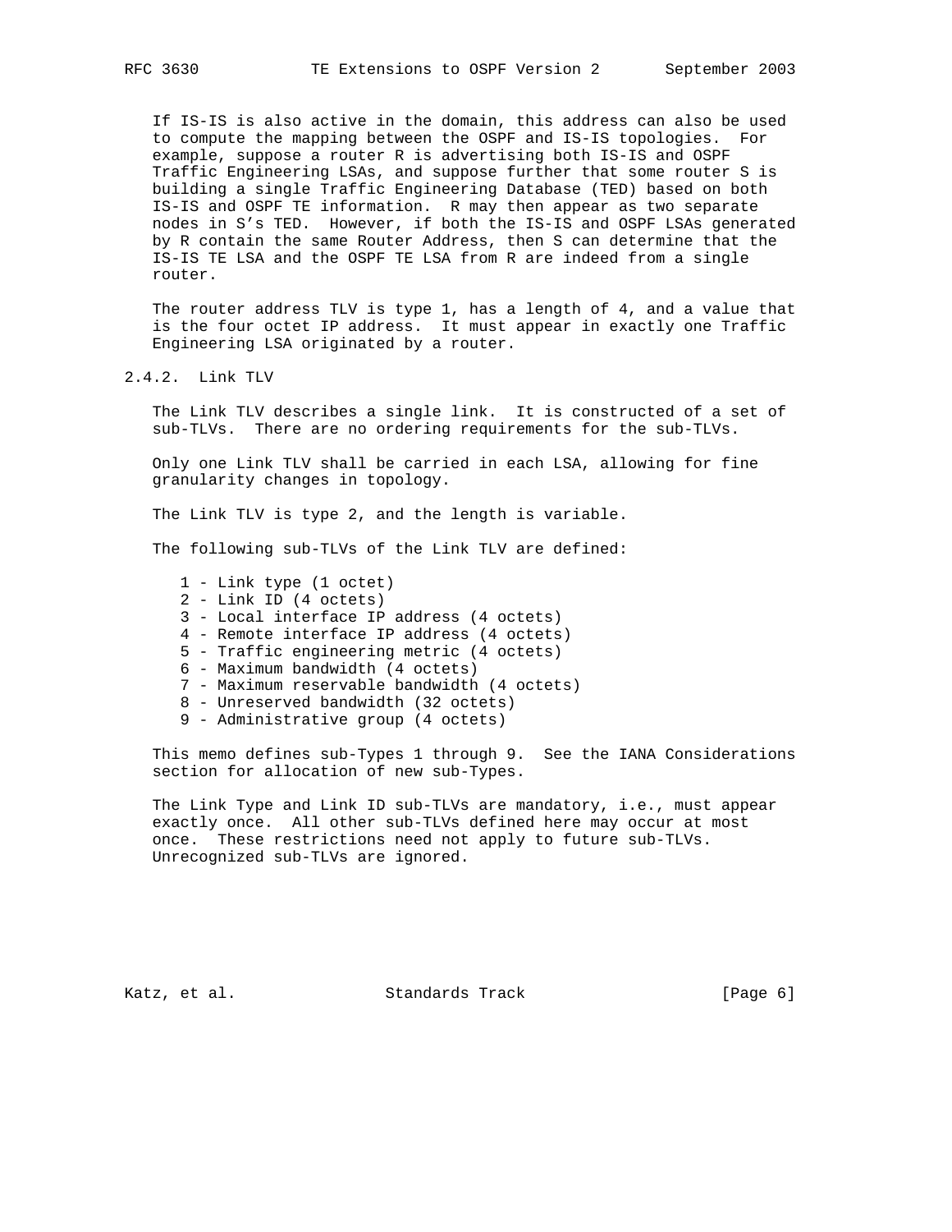If IS-IS is also active in the domain, this address can also be used to compute the mapping between the OSPF and IS-IS topologies. For example, suppose a router R is advertising both IS-IS and OSPF Traffic Engineering LSAs, and suppose further that some router S is building a single Traffic Engineering Database (TED) based on both IS-IS and OSPF TE information. R may then appear as two separate nodes in S's TED. However, if both the IS-IS and OSPF LSAs generated by R contain the same Router Address, then S can determine that the IS-IS TE LSA and the OSPF TE LSA from R are indeed from a single router.

The router address TLV is type 1, has a length of 4, and a value that is the four octet IP address. It must appear in exactly one Traffic Engineering LSA originated by a router.

### 2.4.2. Link TLV

The Link TLV describes a single link. It is constructed of a set of sub-TLVs. There are no ordering requirements for the sub-TLVs.

Only one Link TLV shall be carried in each LSA, allowing for fine granularity changes in topology.

The Link TLV is type 2, and the length is variable.

The following sub-TLVs of the Link TLV are defined:

```
1 - Link type (1 octet)
2 - Link ID (4 octets)
3 - Local interface IP address (4 octets)
4 - Remote interface IP address (4 octets)
5 - Traffic engineering metric (4 octets)
6 - Maximum bandwidth (4 octets)
7 - Maximum reservable bandwidth (4 octets)
8 - Unreserved bandwidth (32 octets)
9 - Administrative group (4 octets)
```

This memo defines sub-Types 1 through 9. See the IANA Considerations section for allocation of new sub-Types.

The Link Type and Link ID sub-TLVs are mandatory, i.e., must appear exactly once. All other sub-TLVs defined here may occur at most once. These restrictions need not apply to future sub-TLVs. Unrecognized sub-TLVs are ignored.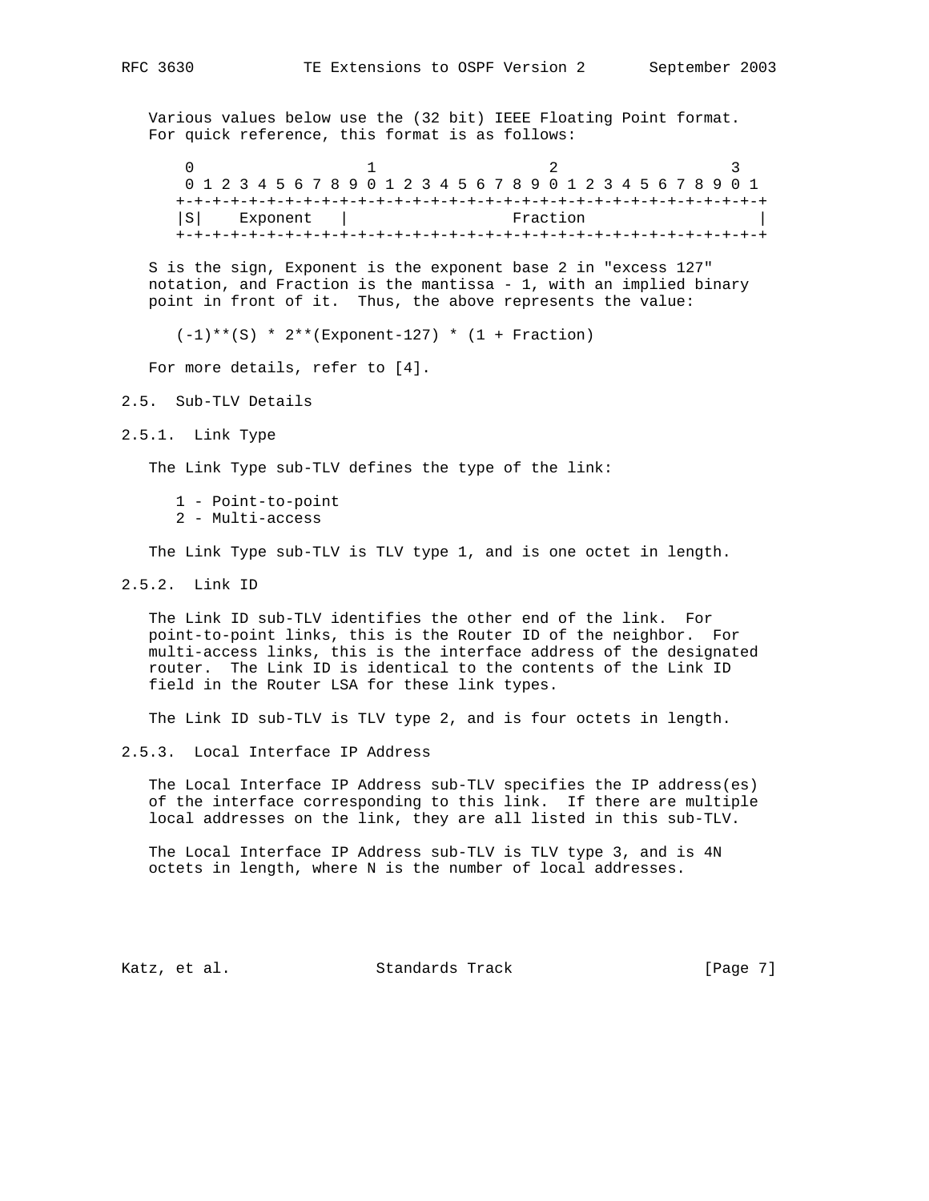Various values below use the (32 bit) IEEE Floating Point format. For quick reference, this format is as follows:

```
 0                   1                   2                   3
 0 1 2 3 4 5 6 7 8 9 0 1 2 3 4 5 6 7 8 9 0 1 2 3 4 5 6 7 8 9 0 1
+-+-+-+-+-+-+-+-+-+-+-+-+-+-+-+-+-+-+-+-+-+-+-+-+-+-+-+-+-+-+-+-+
|S|    Exponent   |                  Fraction                   |
+-+-+-+-+-+-+-+-+-+-+-+-+-+-+-+-+-+-+-+-+-+-+-+-+-+-+-+-+-+-+-+-+
```

S is the sign, Exponent is the exponent base 2 in "excess 127" notation, and Fraction is the mantissa - 1, with an implied binary point in front of it. Thus, the above represents the value:

```
(-1)**(S) * 2**(Exponent-127) * (1 + Fraction)
```

For more details, refer to [4].

## 2.5. Sub-TLV Details

### 2.5.1. Link Type

The Link Type sub-TLV defines the type of the link:

1 - Point-to-point
2 - Multi-access

The Link Type sub-TLV is TLV type 1, and is one octet in length.

### 2.5.2. Link ID

The Link ID sub-TLV identifies the other end of the link. For point-to-point links, this is the Router ID of the neighbor. For multi-access links, this is the interface address of the designated router. The Link ID is identical to the contents of the Link ID field in the Router LSA for these link types.

The Link ID sub-TLV is TLV type 2, and is four octets in length.

### 2.5.3. Local Interface IP Address

The Local Interface IP Address sub-TLV specifies the IP address(es) of the interface corresponding to this link. If there are multiple local addresses on the link, they are all listed in this sub-TLV.

The Local Interface IP Address sub-TLV is TLV type 3, and is 4N octets in length, where N is the number of local addresses.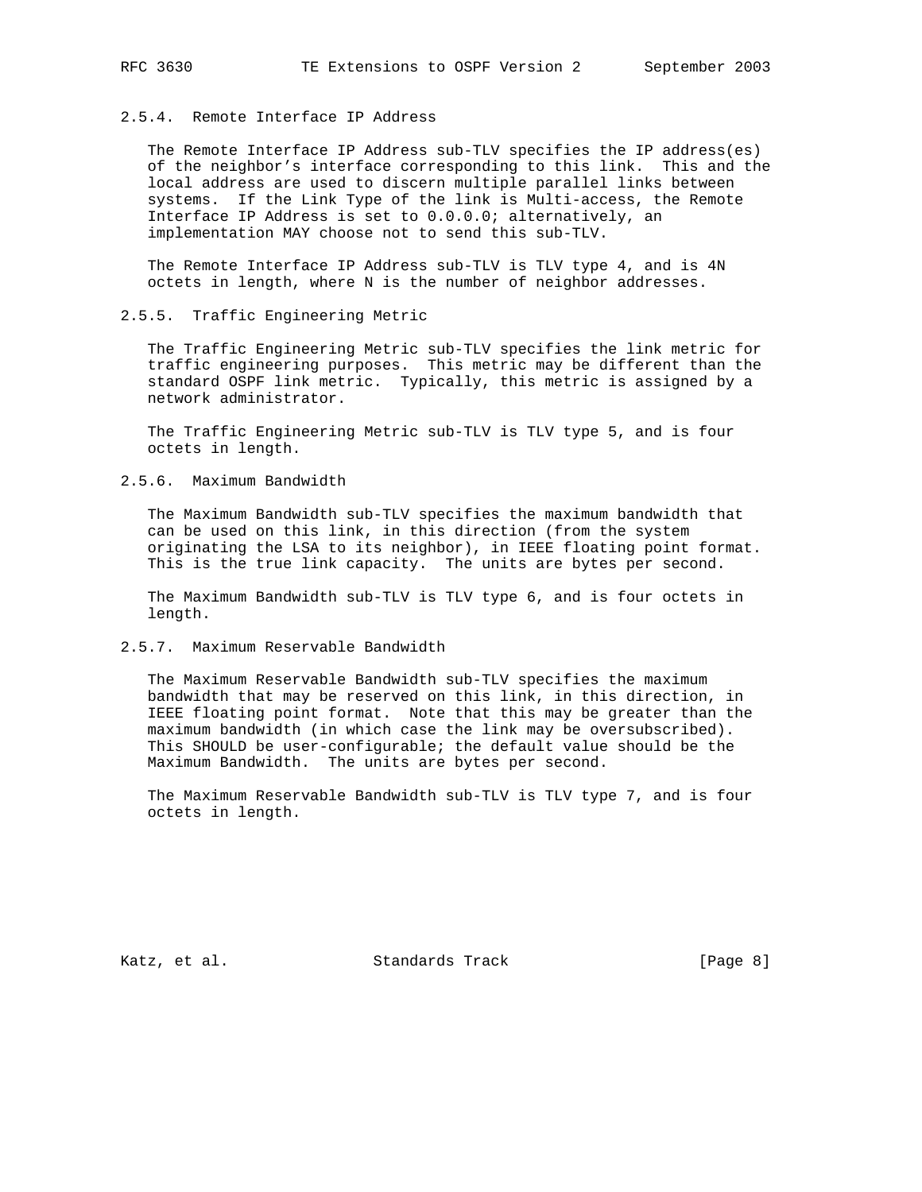### 2.5.4. Remote Interface IP Address

The Remote Interface IP Address sub-TLV specifies the IP address(es) of the neighbor's interface corresponding to this link. This and the local address are used to discern multiple parallel links between systems. If the Link Type of the link is Multi-access, the Remote Interface IP Address is set to 0.0.0.0; alternatively, an implementation MAY choose not to send this sub-TLV.

The Remote Interface IP Address sub-TLV is TLV type 4, and is 4N octets in length, where N is the number of neighbor addresses.

### 2.5.5. Traffic Engineering Metric

The Traffic Engineering Metric sub-TLV specifies the link metric for traffic engineering purposes. This metric may be different than the standard OSPF link metric. Typically, this metric is assigned by a network administrator.

The Traffic Engineering Metric sub-TLV is TLV type 5, and is four octets in length.

### 2.5.6. Maximum Bandwidth

The Maximum Bandwidth sub-TLV specifies the maximum bandwidth that can be used on this link, in this direction (from the system originating the LSA to its neighbor), in IEEE floating point format. This is the true link capacity. The units are bytes per second.

The Maximum Bandwidth sub-TLV is TLV type 6, and is four octets in length.

### 2.5.7. Maximum Reservable Bandwidth

The Maximum Reservable Bandwidth sub-TLV specifies the maximum bandwidth that may be reserved on this link, in this direction, in IEEE floating point format. Note that this may be greater than the maximum bandwidth (in which case the link may be oversubscribed). This SHOULD be user-configurable; the default value should be the Maximum Bandwidth. The units are bytes per second.

The Maximum Reservable Bandwidth sub-TLV is TLV type 7, and is four octets in length.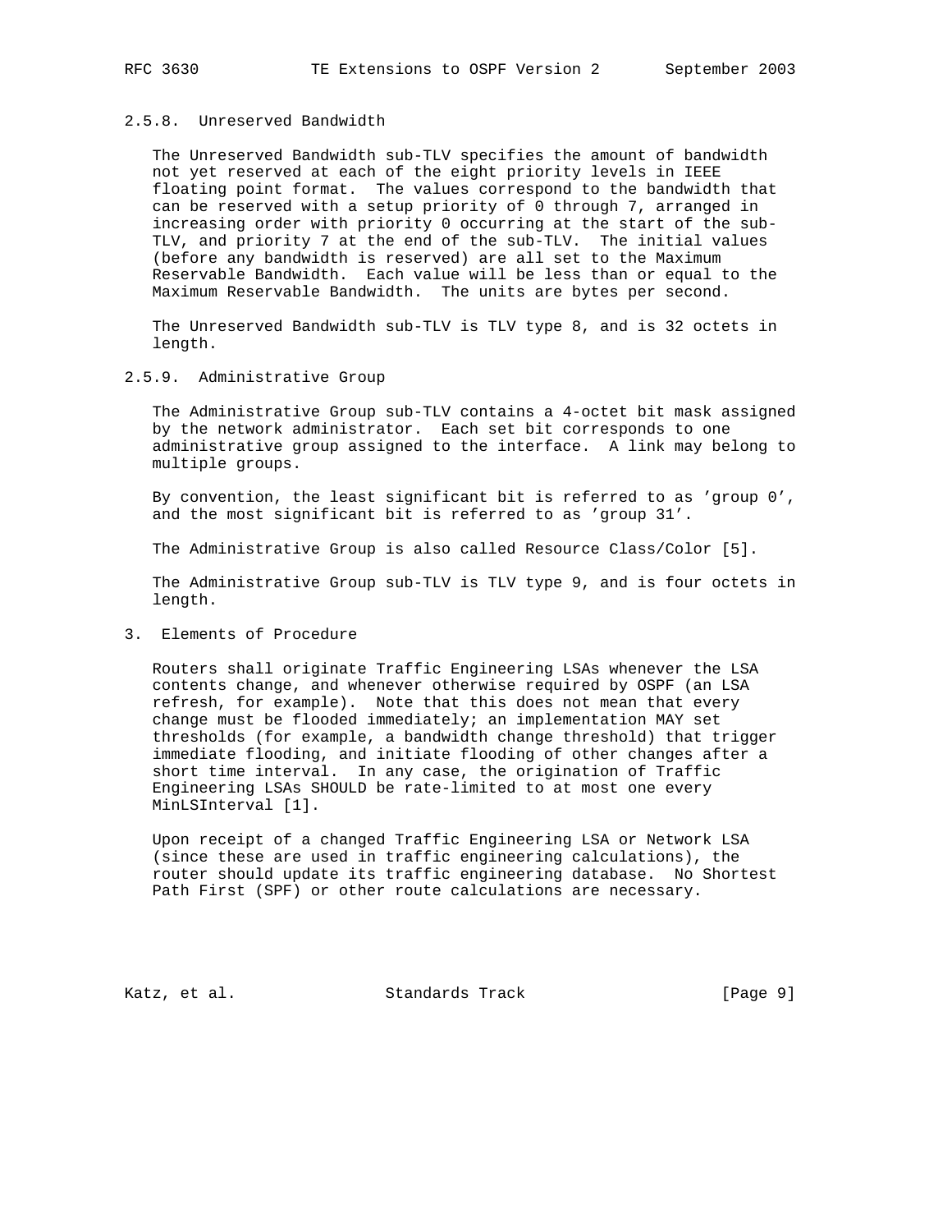### 2.5.8. Unreserved Bandwidth

The Unreserved Bandwidth sub-TLV specifies the amount of bandwidth not yet reserved at each of the eight priority levels in IEEE floating point format. The values correspond to the bandwidth that can be reserved with a setup priority of 0 through 7, arranged in increasing order with priority 0 occurring at the start of the sub-TLV, and priority 7 at the end of the sub-TLV. The initial values (before any bandwidth is reserved) are all set to the Maximum Reservable Bandwidth. Each value will be less than or equal to the Maximum Reservable Bandwidth. The units are bytes per second.

The Unreserved Bandwidth sub-TLV is TLV type 8, and is 32 octets in length.

### 2.5.9. Administrative Group

The Administrative Group sub-TLV contains a 4-octet bit mask assigned by the network administrator. Each set bit corresponds to one administrative group assigned to the interface. A link may belong to multiple groups.

By convention, the least significant bit is referred to as 'group 0', and the most significant bit is referred to as 'group 31'.

The Administrative Group is also called Resource Class/Color [5].

The Administrative Group sub-TLV is TLV type 9, and is four octets in length.

## 3. Elements of Procedure

Routers shall originate Traffic Engineering LSAs whenever the LSA contents change, and whenever otherwise required by OSPF (an LSA refresh, for example). Note that this does not mean that every change must be flooded immediately; an implementation MAY set thresholds (for example, a bandwidth change threshold) that trigger immediate flooding, and initiate flooding of other changes after a short time interval. In any case, the origination of Traffic Engineering LSAs SHOULD be rate-limited to at most one every MinLSInterval [1].

Upon receipt of a changed Traffic Engineering LSA or Network LSA (since these are used in traffic engineering calculations), the router should update its traffic engineering database. No Shortest Path First (SPF) or other route calculations are necessary.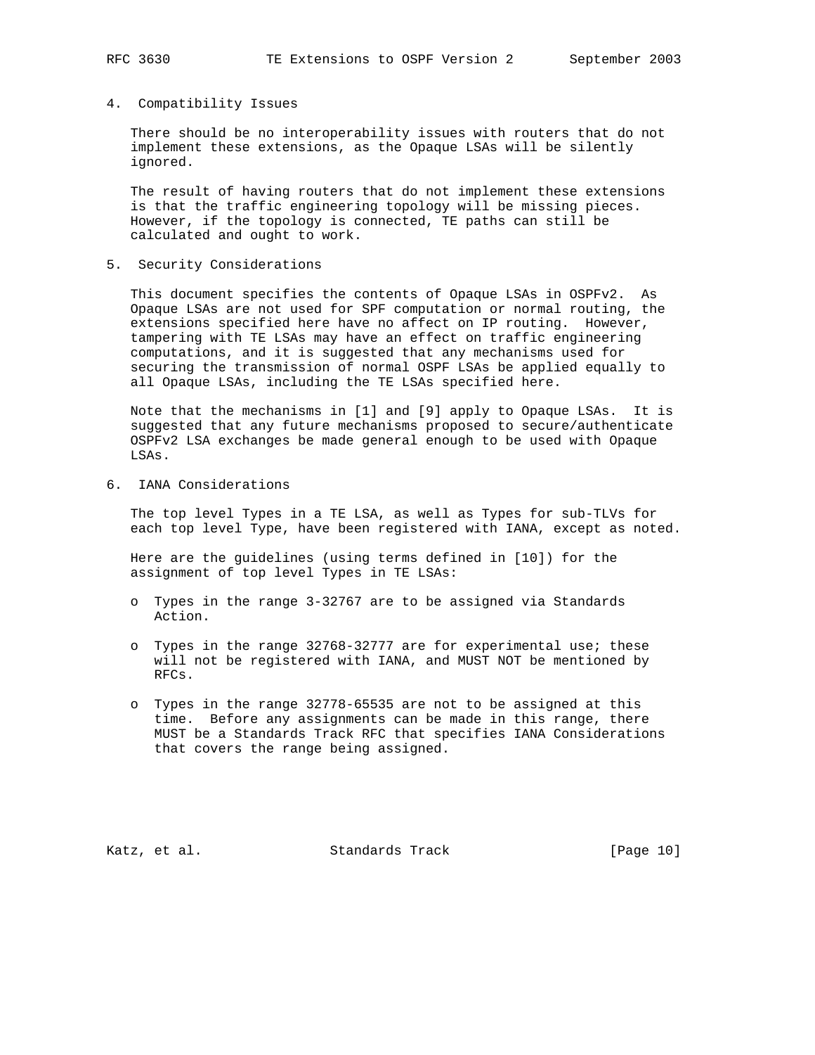## 4. Compatibility Issues

There should be no interoperability issues with routers that do not implement these extensions, as the Opaque LSAs will be silently ignored.

The result of having routers that do not implement these extensions is that the traffic engineering topology will be missing pieces. However, if the topology is connected, TE paths can still be calculated and ought to work.

## 5. Security Considerations

This document specifies the contents of Opaque LSAs in OSPFv2. As Opaque LSAs are not used for SPF computation or normal routing, the extensions specified here have no affect on IP routing. However, tampering with TE LSAs may have an effect on traffic engineering computations, and it is suggested that any mechanisms used for securing the transmission of normal OSPF LSAs be applied equally to all Opaque LSAs, including the TE LSAs specified here.

Note that the mechanisms in [1] and [9] apply to Opaque LSAs. It is suggested that any future mechanisms proposed to secure/authenticate OSPFv2 LSA exchanges be made general enough to be used with Opaque LSAs.

## 6. IANA Considerations

The top level Types in a TE LSA, as well as Types for sub-TLVs for each top level Type, have been registered with IANA, except as noted.

Here are the guidelines (using terms defined in [10]) for the assignment of top level Types in TE LSAs:

- Types in the range 3-32767 are to be assigned via Standards Action.
- Types in the range 32768-32777 are for experimental use; these will not be registered with IANA, and MUST NOT be mentioned by RFCs.
- Types in the range 32778-65535 are not to be assigned at this time. Before any assignments can be made in this range, there MUST be a Standards Track RFC that specifies IANA Considerations that covers the range being assigned.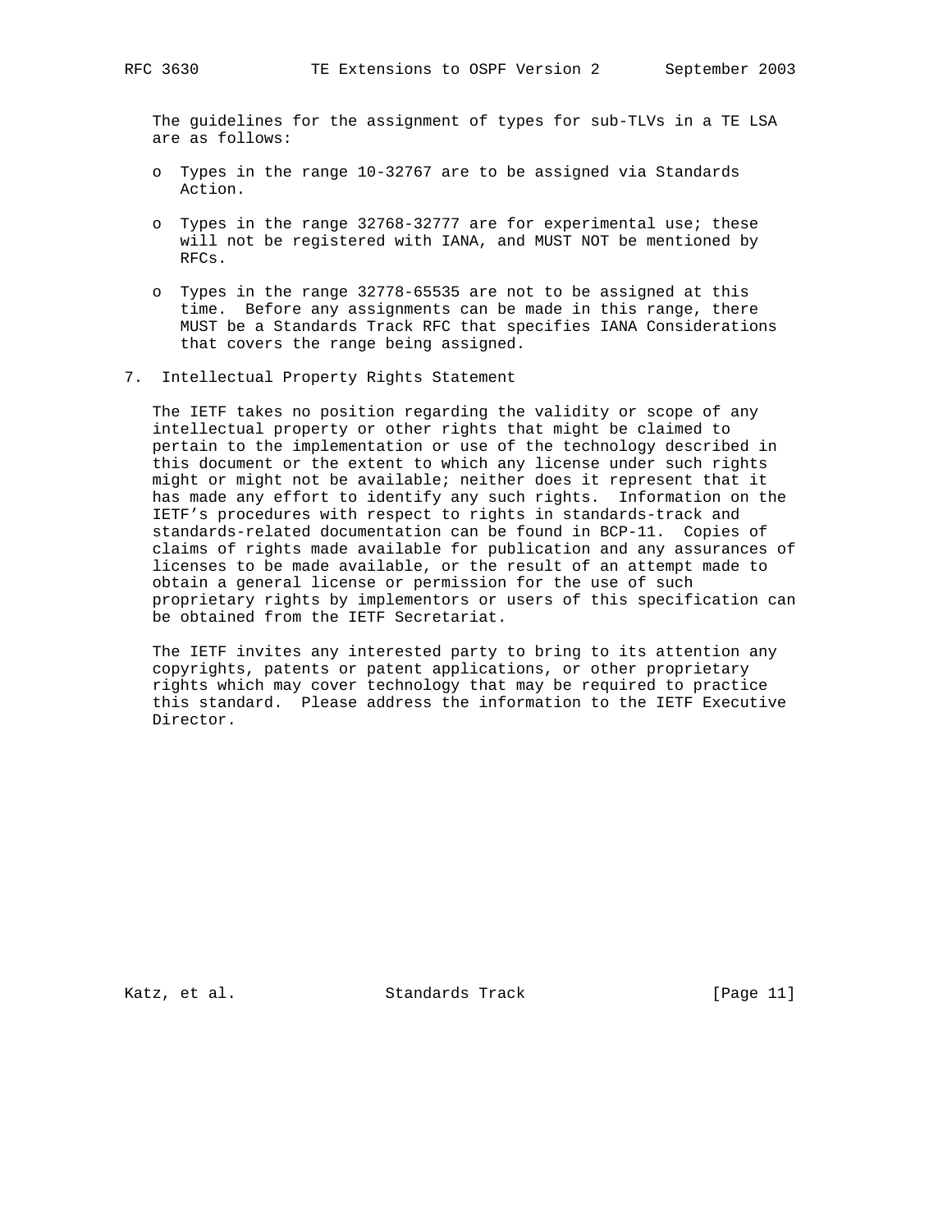The guidelines for the assignment of types for sub-TLVs in a TE LSA are as follows:

- Types in the range 10-32767 are to be assigned via Standards Action.
- Types in the range 32768-32777 are for experimental use; these will not be registered with IANA, and MUST NOT be mentioned by RFCs.
- Types in the range 32778-65535 are not to be assigned at this time. Before any assignments can be made in this range, there MUST be a Standards Track RFC that specifies IANA Considerations that covers the range being assigned.

## 7. Intellectual Property Rights Statement

The IETF takes no position regarding the validity or scope of any intellectual property or other rights that might be claimed to pertain to the implementation or use of the technology described in this document or the extent to which any license under such rights might or might not be available; neither does it represent that it has made any effort to identify any such rights. Information on the IETF's procedures with respect to rights in standards-track and standards-related documentation can be found in BCP-11. Copies of claims of rights made available for publication and any assurances of licenses to be made available, or the result of an attempt made to obtain a general license or permission for the use of such proprietary rights by implementors or users of this specification can be obtained from the IETF Secretariat.

The IETF invites any interested party to bring to its attention any copyrights, patents or patent applications, or other proprietary rights which may cover technology that may be required to practice this standard. Please address the information to the IETF Executive Director.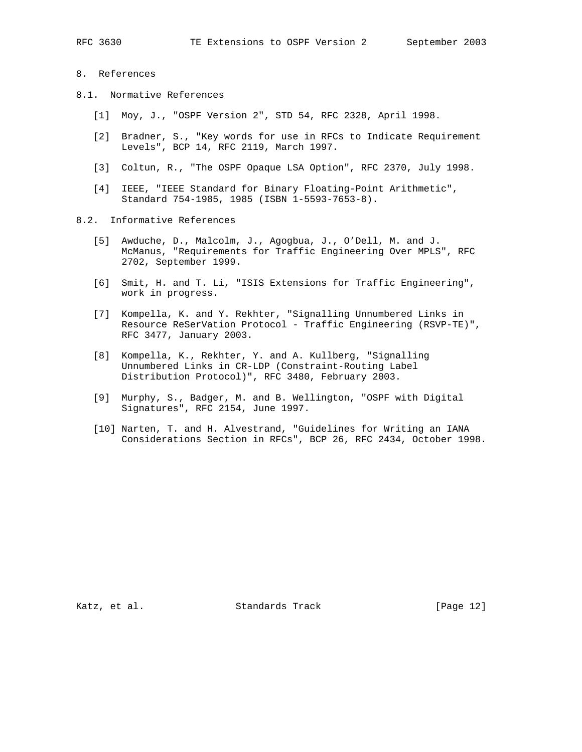## 8. References

### 8.1. Normative References

[1] Moy, J., "OSPF Version 2", STD 54, RFC 2328, April 1998.

[2] Bradner, S., "Key words for use in RFCs to Indicate Requirement Levels", BCP 14, RFC 2119, March 1997.

[3] Coltun, R., "The OSPF Opaque LSA Option", RFC 2370, July 1998.

[4] IEEE, "IEEE Standard for Binary Floating-Point Arithmetic", Standard 754-1985, 1985 (ISBN 1-5593-7653-8).

### 8.2. Informative References

[5] Awduche, D., Malcolm, J., Agogbua, J., O'Dell, M. and J. McManus, "Requirements for Traffic Engineering Over MPLS", RFC 2702, September 1999.

[6] Smit, H. and T. Li, "ISIS Extensions for Traffic Engineering", work in progress.

[7] Kompella, K. and Y. Rekhter, "Signalling Unnumbered Links in Resource ReSerVation Protocol - Traffic Engineering (RSVP-TE)", RFC 3477, January 2003.

[8] Kompella, K., Rekhter, Y. and A. Kullberg, "Signalling Unnumbered Links in CR-LDP (Constraint-Routing Label Distribution Protocol)", RFC 3480, February 2003.

[9] Murphy, S., Badger, M. and B. Wellington, "OSPF with Digital Signatures", RFC 2154, June 1997.

[10] Narten, T. and H. Alvestrand, "Guidelines for Writing an IANA Considerations Section in RFCs", BCP 26, RFC 2434, October 1998.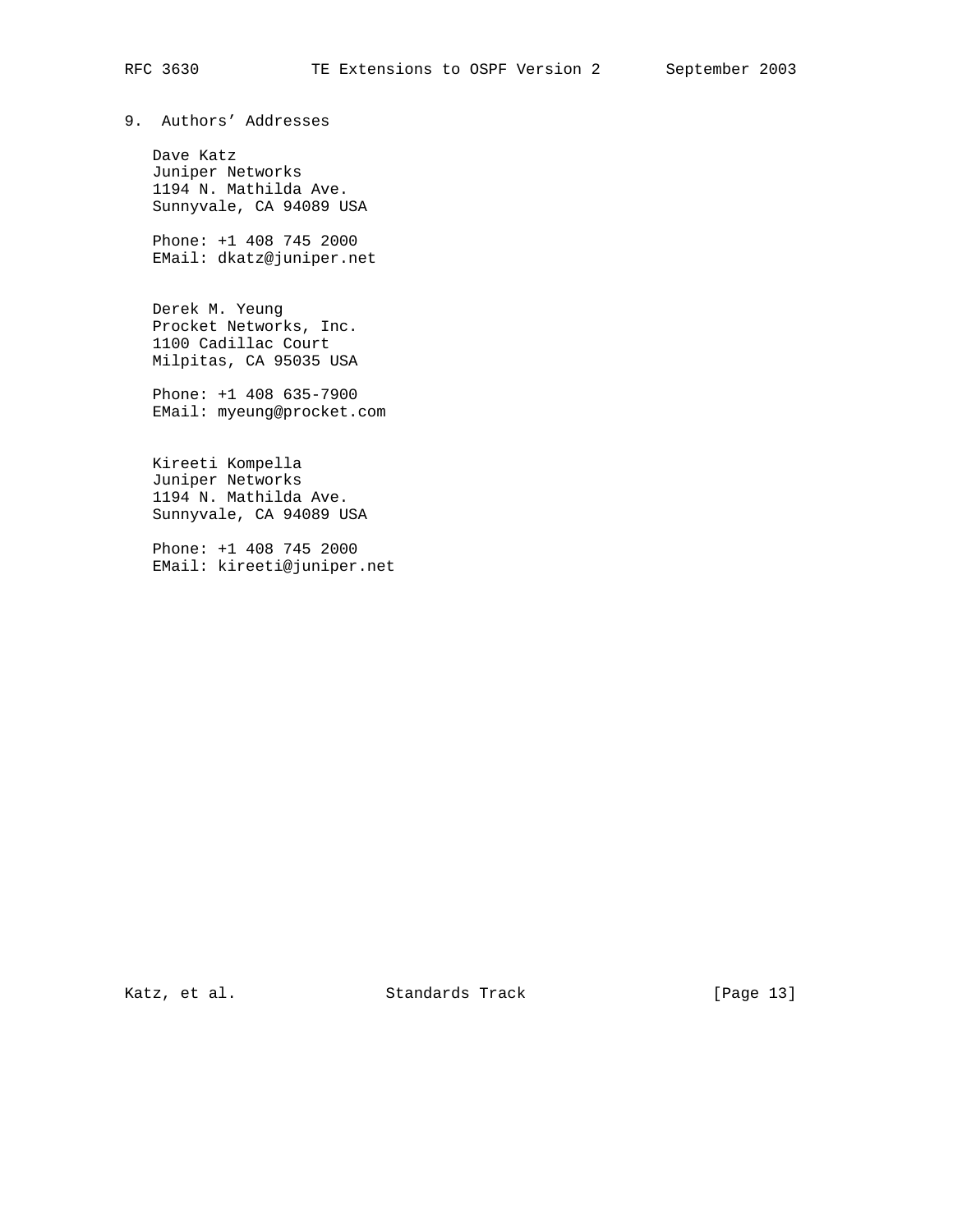## 9. Authors' Addresses

Dave Katz
Juniper Networks
1194 N. Mathilda Ave.
Sunnyvale, CA 94089 USA

Phone: +1 408 745 2000
EMail: dkatz@juniper.net

Derek M. Yeung
Procket Networks, Inc.
1100 Cadillac Court
Milpitas, CA 95035 USA

Phone: +1 408 635-7900
EMail: myeung@procket.com

Kireeti Kompella
Juniper Networks
1194 N. Mathilda Ave.
Sunnyvale, CA 94089 USA

Phone: +1 408 745 2000
EMail: kireeti@juniper.net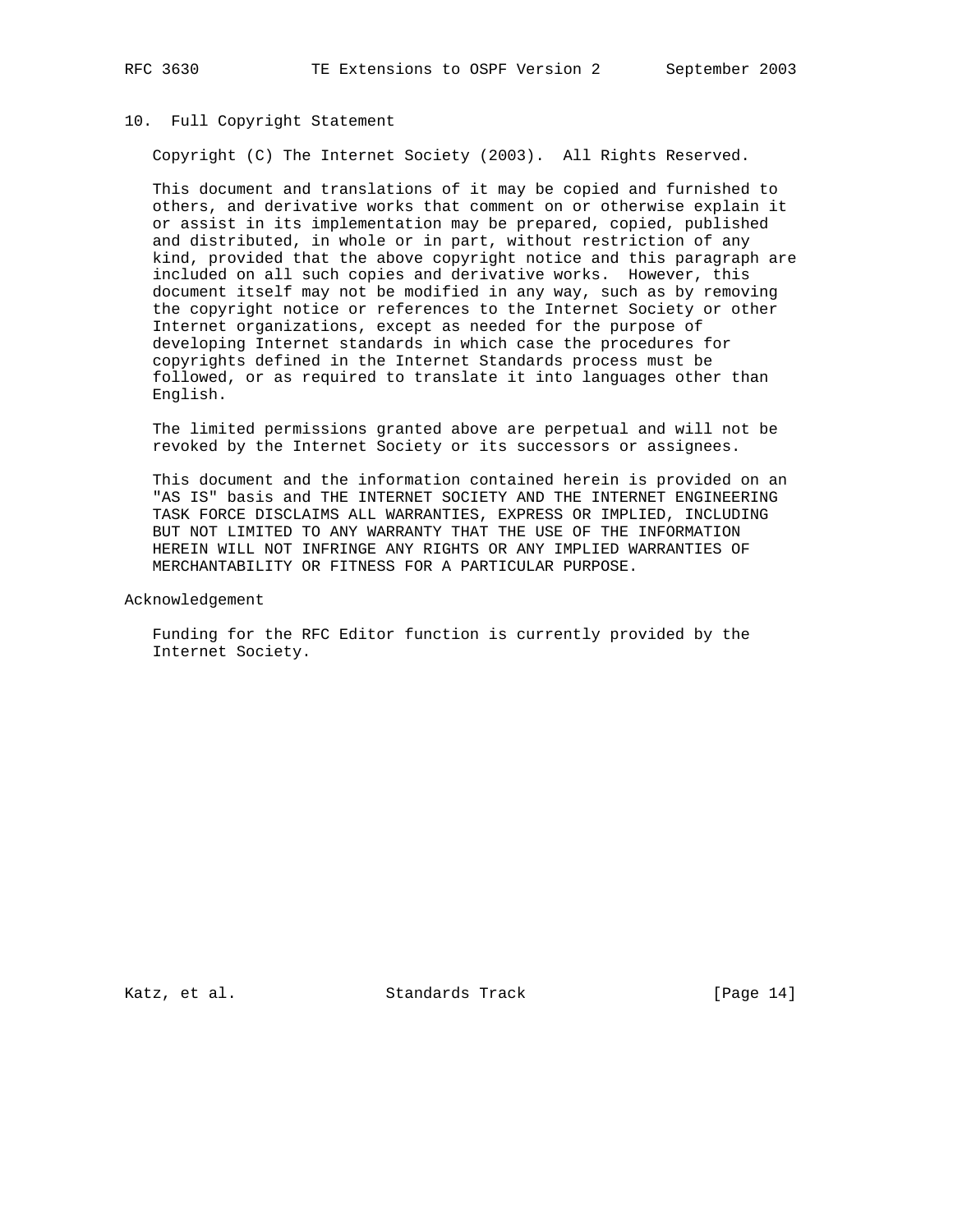## 10. Full Copyright Statement

Copyright (C) The Internet Society (2003). All Rights Reserved.

This document and translations of it may be copied and furnished to others, and derivative works that comment on or otherwise explain it or assist in its implementation may be prepared, copied, published and distributed, in whole or in part, without restriction of any kind, provided that the above copyright notice and this paragraph are included on all such copies and derivative works. However, this document itself may not be modified in any way, such as by removing the copyright notice or references to the Internet Society or other Internet organizations, except as needed for the purpose of developing Internet standards in which case the procedures for copyrights defined in the Internet Standards process must be followed, or as required to translate it into languages other than English.

The limited permissions granted above are perpetual and will not be revoked by the Internet Society or its successors or assignees.

This document and the information contained herein is provided on an "AS IS" basis and THE INTERNET SOCIETY AND THE INTERNET ENGINEERING TASK FORCE DISCLAIMS ALL WARRANTIES, EXPRESS OR IMPLIED, INCLUDING BUT NOT LIMITED TO ANY WARRANTY THAT THE USE OF THE INFORMATION HEREIN WILL NOT INFRINGE ANY RIGHTS OR ANY IMPLIED WARRANTIES OF MERCHANTABILITY OR FITNESS FOR A PARTICULAR PURPOSE.

## Acknowledgement

Funding for the RFC Editor function is currently provided by the Internet Society.